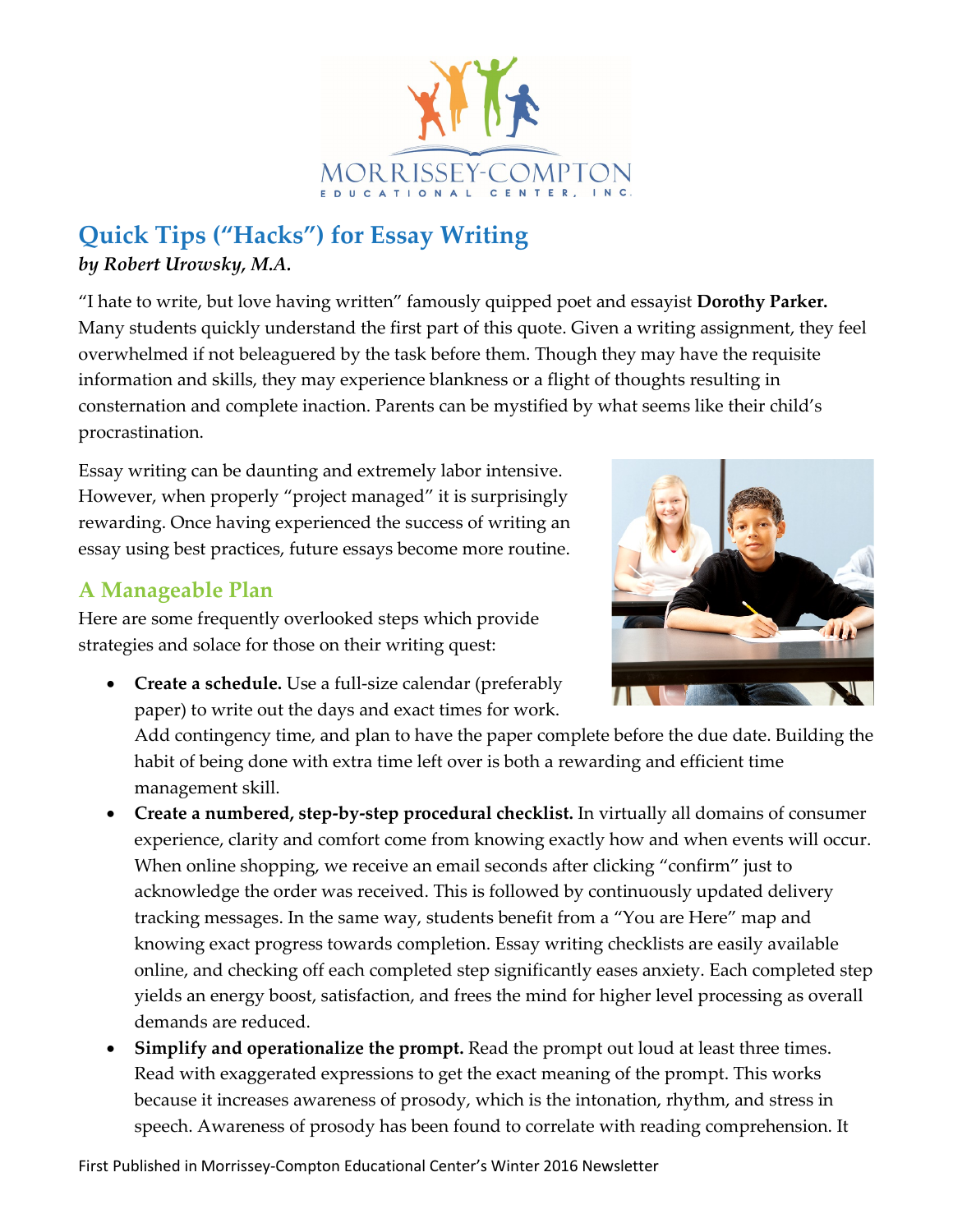# Quick Tips ("Hacks") for Essay Writing

***by Robert Urowsky, M.A.***

"I hate to write, but love having written" famously quipped poet and essayist **Dorothy Parker.** Many students quickly understand the first part of this quote. Given a writing assignment, they feel overwhelmed if not beleaguered by the task before them. Though they may have the requisite information and skills, they may experience blankness or a flight of thoughts resulting in consternation and complete inaction. Parents can be mystified by what seems like their child's procrastination.

Essay writing can be daunting and extremely labor intensive. However, when properly "project managed" it is surprisingly rewarding. Once having experienced the success of writing an essay using best practices, future essays become more routine.

## A Manageable Plan

Here are some frequently overlooked steps which provide strategies and solace for those on their writing quest:

- **Create a schedule.** Use a full-size calendar (preferably paper) to write out the days and exact times for work. Add contingency time, and plan to have the paper complete before the due date. Building the habit of being done with extra time left over is both a rewarding and efficient time management skill.
- **Create a numbered, step-by-step procedural checklist.** In virtually all domains of consumer experience, clarity and comfort come from knowing exactly how and when events will occur. When online shopping, we receive an email seconds after clicking "confirm" just to acknowledge the order was received. This is followed by continuously updated delivery tracking messages. In the same way, students benefit from a "You are Here" map and knowing exact progress towards completion. Essay writing checklists are easily available online, and checking off each completed step significantly eases anxiety. Each completed step yields an energy boost, satisfaction, and frees the mind for higher level processing as overall demands are reduced.
- **Simplify and operationalize the prompt.** Read the prompt out loud at least three times. Read with exaggerated expressions to get the exact meaning of the prompt. This works because it increases awareness of prosody, which is the intonation, rhythm, and stress in speech. Awareness of prosody has been found to correlate with reading comprehension. It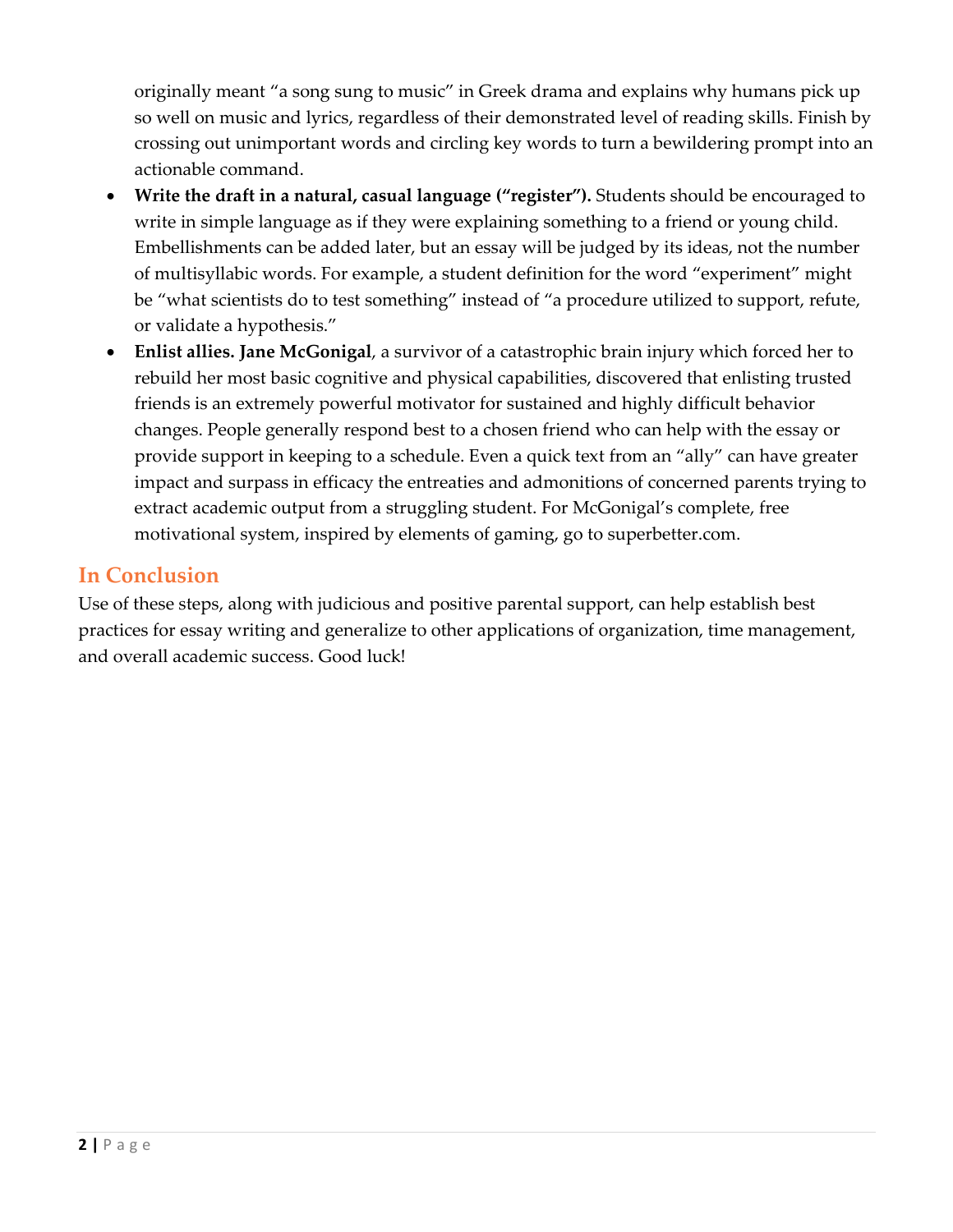originally meant "a song sung to music" in Greek drama and explains why humans pick up so well on music and lyrics, regardless of their demonstrated level of reading skills. Finish by crossing out unimportant words and circling key words to turn a bewildering prompt into an actionable command.

- **Write the draft in a natural, casual language ("register").** Students should be encouraged to write in simple language as if they were explaining something to a friend or young child. Embellishments can be added later, but an essay will be judged by its ideas, not the number of multisyllabic words. For example, a student definition for the word "experiment" might be "what scientists do to test something" instead of "a procedure utilized to support, refute, or validate a hypothesis."
- **Enlist allies. Jane McGonigal**, a survivor of a catastrophic brain injury which forced her to rebuild her most basic cognitive and physical capabilities, discovered that enlisting trusted friends is an extremely powerful motivator for sustained and highly difficult behavior changes. People generally respond best to a chosen friend who can help with the essay or provide support in keeping to a schedule. Even a quick text from an "ally" can have greater impact and surpass in efficacy the entreaties and admonitions of concerned parents trying to extract academic output from a struggling student. For McGonigal's complete, free motivational system, inspired by elements of gaming, go to superbetter.com.

## In Conclusion

Use of these steps, along with judicious and positive parental support, can help establish best practices for essay writing and generalize to other applications of organization, time management, and overall academic success. Good luck!